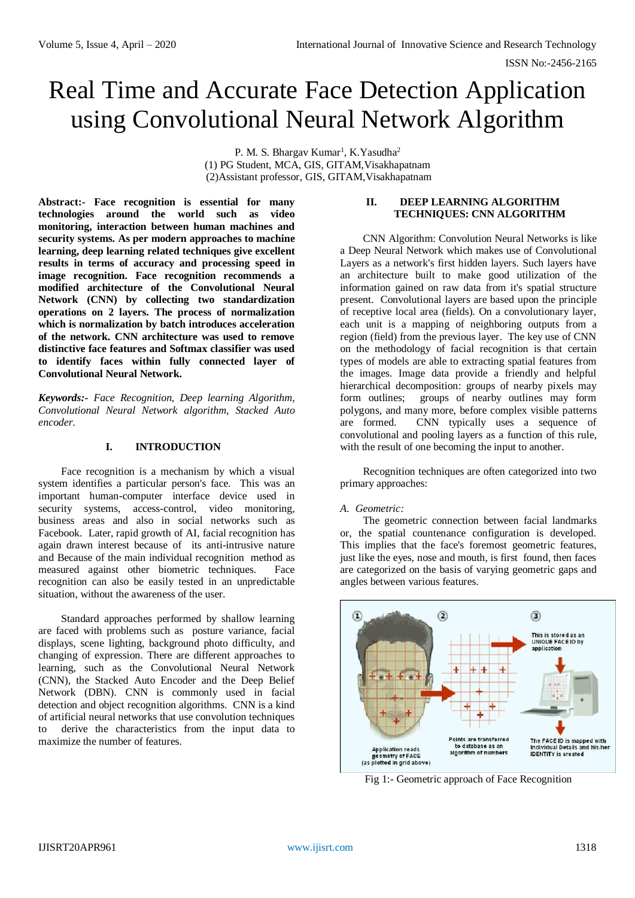# Real Time and Accurate Face Detection Application using Convolutional Neural Network Algorithm

P. M. S. Bhargav Kumar[1], K.Yasudha[2]
(1) PG Student, MCA, GIS, GITAM,Visakhapatnam
(2)Assistant professor, GIS, GITAM,Visakhapatnam

**Abstract:- Face recognition is essential for many technologies around the world such as video monitoring, interaction between human machines and security systems. As per modern approaches to machine learning, deep learning related techniques give excellent results in terms of accuracy and processing speed in image recognition. Face recognition recommends a modified architecture of the Convolutional Neural Network (CNN) by collecting two standardization operations on 2 layers. The process of normalization which is normalization by batch introduces acceleration of the network. CNN architecture was used to remove distinctive face features and Softmax classifier was used to identify faces within fully connected layer of Convolutional Neural Network.**

***Keywords:-*** *Face Recognition, Deep learning Algorithm, Convolutional Neural Network algorithm, Stacked Auto encoder.*

## I. INTRODUCTION

Face recognition is a mechanism by which a visual system identifies a particular person's face. This was an important human-computer interface device used in security systems, access-control, video monitoring, business areas and also in social networks such as Facebook. Later, rapid growth of AI, facial recognition has again drawn interest because of its anti-intrusive nature and Because of the main individual recognition method as measured against other biometric techniques. Face recognition can also be easily tested in an unpredictable situation, without the awareness of the user.

Standard approaches performed by shallow learning are faced with problems such as posture variance, facial displays, scene lighting, background photo difficulty, and changing of expression. There are different approaches to learning, such as the Convolutional Neural Network (CNN), the Stacked Auto Encoder and the Deep Belief Network (DBN). CNN is commonly used in facial detection and object recognition algorithms. CNN is a kind of artificial neural networks that use convolution techniques to derive the characteristics from the input data to maximize the number of features.

## II. DEEP LEARNING ALGORITHM TECHNIQUES: CNN ALGORITHM

CNN Algorithm: Convolution Neural Networks is like a Deep Neural Network which makes use of Convolutional Layers as a network's first hidden layers. Such layers have an architecture built to make good utilization of the information gained on raw data from it's spatial structure present. Convolutional layers are based upon the principle of receptive local area (fields). On a convolutionary layer, each unit is a mapping of neighboring outputs from a region (field) from the previous layer. The key use of CNN on the methodology of facial recognition is that certain types of models are able to extracting spatial features from the images. Image data provide a friendly and helpful hierarchical decomposition: groups of nearby pixels may form outlines; groups of nearby outlines may form polygons, and many more, before complex visible patterns are formed. CNN typically uses a sequence of convolutional and pooling layers as a function of this rule, with the result of one becoming the input to another.

Recognition techniques are often categorized into two primary approaches:

*A. Geometric:*

The geometric connection between facial landmarks or, the spatial countenance configuration is developed. This implies that the face's foremost geometric features, just like the eyes, nose and mouth, is first found, then faces are categorized on the basis of varying geometric gaps and angles between various features.

Fig 1:- Geometric approach of Face Recognition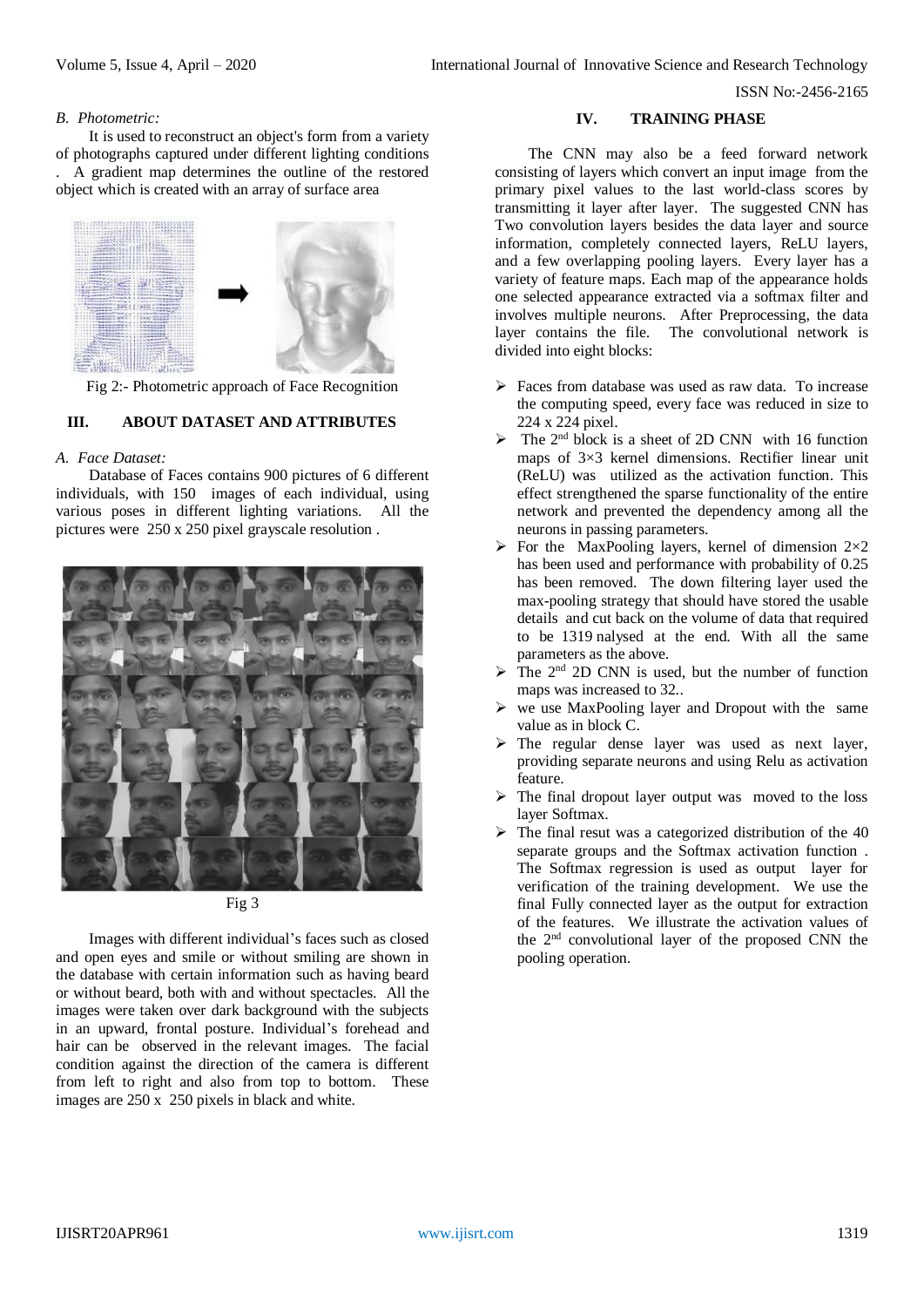### B. Photometric:

It is used to reconstruct an object's form from a variety of photographs captured under different lighting conditions . A gradient map determines the outline of the restored object which is created with an array of surface area

Fig 2:- Photometric approach of Face Recognition

## III. ABOUT DATASET AND ATTRIBUTES

### A. Face Dataset:

Database of Faces contains 900 pictures of 6 different individuals, with 150 images of each individual, using various poses in different lighting variations. All the pictures were 250 x 250 pixel grayscale resolution .

Fig 3

Images with different individual's faces such as closed and open eyes and smile or without smiling are shown in the database with certain information such as having beard or without beard, both with and without spectacles. All the images were taken over dark background with the subjects in an upward, frontal posture. Individual's forehead and hair can be observed in the relevant images. The facial condition against the direction of the camera is different from left to right and also from top to bottom. These images are 250 x 250 pixels in black and white.

## IV. TRAINING PHASE

The CNN may also be a feed forward network consisting of layers which convert an input image from the primary pixel values to the last world-class scores by transmitting it layer after layer. The suggested CNN has Two convolution layers besides the data layer and source information, completely connected layers, ReLU layers, and a few overlapping pooling layers. Every layer has a variety of feature maps. Each map of the appearance holds one selected appearance extracted via a softmax filter and involves multiple neurons. After Preprocessing, the data layer contains the file. The convolutional network is divided into eight blocks:

- Faces from database was used as raw data. To increase the computing speed, every face was reduced in size to 224 x 224 pixel.
- The 2nd block is a sheet of 2D CNN with 16 function maps of 3×3 kernel dimensions. Rectifier linear unit (ReLU) was utilized as the activation function. This effect strengthened the sparse functionality of the entire network and prevented the dependency among all the neurons in passing parameters.
- For the MaxPooling layers, kernel of dimension 2×2 has been used and performance with probability of 0.25 has been removed. The down filtering layer used the max-pooling strategy that should have stored the usable details and cut back on the volume of data that required to be nalysed at the end. With all the same parameters as the above.
- The 2nd 2D CNN is used, but the number of function maps was increased to 32..
- we use MaxPooling layer and Dropout with the same value as in block C.
- The regular dense layer was used as next layer, providing separate neurons and using Relu as activation feature.
- The final dropout layer output was moved to the loss layer Softmax.
- The final resut was a categorized distribution of the 40 separate groups and the Softmax activation function . The Softmax regression is used as output layer for verification of the training development. We use the final Fully connected layer as the output for extraction of the features. We illustrate the activation values of the 2nd convolutional layer of the proposed CNN the pooling operation.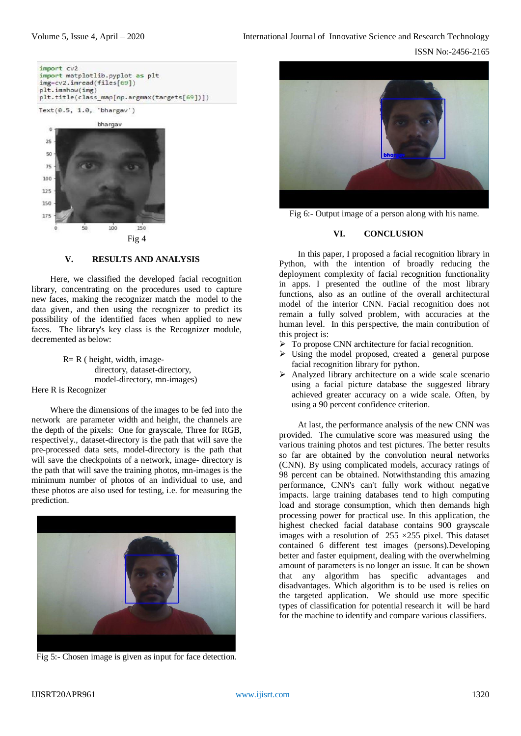```
import cv2
import matplotlib.pyplot as plt
img=cv2.imread(files[69])
plt.imshow(img)
plt.title(class_map[np.argmax(targets[69])])
```

```
Text(0.5, 1.0, 'bhargav')
```

Fig 4

## V. RESULTS AND ANALYSIS

Here, we classified the developed facial recognition library, concentrating on the procedures used to capture new faces, making the recognizer match the model to the data given, and then using the recognizer to predict its possibility of the identified faces when applied to new faces. The library's key class is the Recognizer module, decremented as below:

R= R ( height, width, image-directory, dataset-directory, model-directory, mn-images)

Here R is Recognizer

Where the dimensions of the images to be fed into the network are parameter width and height, the channels are the depth of the pixels: One for grayscale, Three for RGB, respectively., dataset-directory is the path that will save the pre-processed data sets, model-directory is the path that will save the checkpoints of a network, image- directory is the path that will save the training photos, mn-images is the minimum number of photos of an individual to use, and these photos are also used for testing, i.e. for measuring the prediction.

Fig 5:- Chosen image is given as input for face detection.

Fig 6:- Output image of a person along with his name.

## VI. CONCLUSION

In this paper, I proposed a facial recognition library in Python, with the intention of broadly reducing the deployment complexity of facial recognition functionality in apps. I presented the outline of the most library functions, also as an outline of the overall architectural model of the interior CNN. Facial recognition does not remain a fully solved problem, with accuracies at the human level. In this perspective, the main contribution of this project is:

- To propose CNN architecture for facial recognition.
- Using the model proposed, created a general purpose facial recognition library for python.
- Analyzed library architecture on a wide scale scenario using a facial picture database the suggested library achieved greater accuracy on a wide scale. Often, by using a 90 percent confidence criterion.

At last, the performance analysis of the new CNN was provided. The cumulative score was measured using the various training photos and test pictures. The better results so far are obtained by the convolution neural networks (CNN). By using complicated models, accuracy ratings of 98 percent can be obtained. Notwithstanding this amazing performance, CNN's can't fully work without negative impacts. large training databases tend to high computing load and storage consumption, which then demands high processing power for practical use. In this application, the highest checked facial database contains 900 grayscale images with a resolution of 255 ×255 pixel. This dataset contained 6 different test images (persons).Developing better and faster equipment, dealing with the overwhelming amount of parameters is no longer an issue. It can be shown that any algorithm has specific advantages and disadvantages. Which algorithm is to be used is relies on the targeted application. We should use more specific types of classification for potential research it will be hard for the machine to identify and compare various classifiers.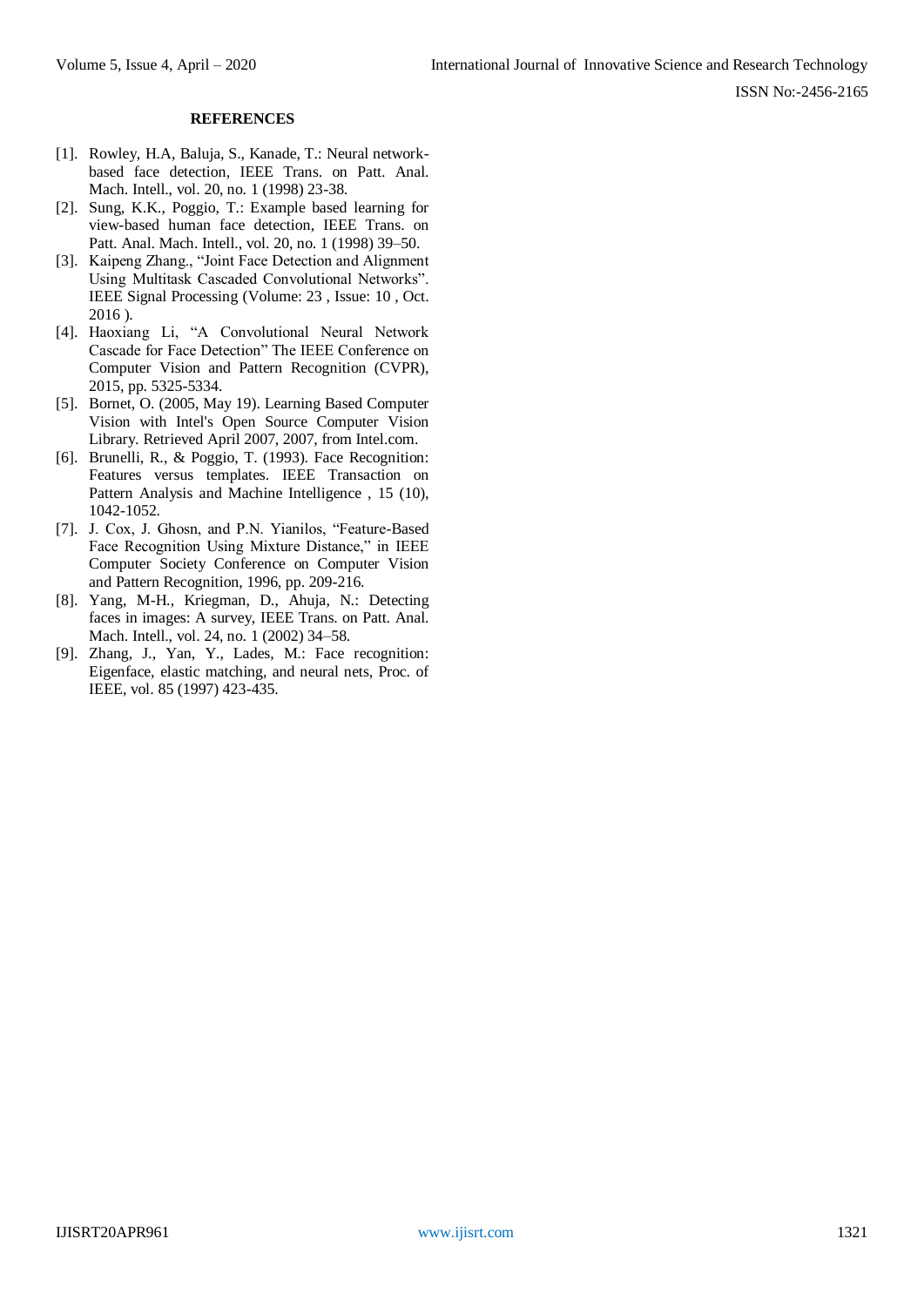## REFERENCES

[1]. Rowley, H.A, Baluja, S., Kanade, T.: Neural network-based face detection, IEEE Trans. on Patt. Anal. Mach. Intell., vol. 20, no. 1 (1998) 23-38.

[2]. Sung, K.K., Poggio, T.: Example based learning for view-based human face detection, IEEE Trans. on Patt. Anal. Mach. Intell., vol. 20, no. 1 (1998) 39–50.

[3]. Kaipeng Zhang., "Joint Face Detection and Alignment Using Multitask Cascaded Convolutional Networks". IEEE Signal Processing (Volume: 23 , Issue: 10 , Oct. 2016 ).

[4]. Haoxiang Li, "A Convolutional Neural Network Cascade for Face Detection" The IEEE Conference on Computer Vision and Pattern Recognition (CVPR), 2015, pp. 5325-5334.

[5]. Bornet, O. (2005, May 19). Learning Based Computer Vision with Intel's Open Source Computer Vision Library. Retrieved April 2007, 2007, from Intel.com.

[6]. Brunelli, R., & Poggio, T. (1993). Face Recognition: Features versus templates. IEEE Transaction on Pattern Analysis and Machine Intelligence , 15 (10), 1042-1052.

[7]. J. Cox, J. Ghosn, and P.N. Yianilos, "Feature-Based Face Recognition Using Mixture Distance," in IEEE Computer Society Conference on Computer Vision and Pattern Recognition, 1996, pp. 209-216.

[8]. Yang, M-H., Kriegman, D., Ahuja, N.: Detecting faces in images: A survey, IEEE Trans. on Patt. Anal. Mach. Intell., vol. 24, no. 1 (2002) 34–58.

[9]. Zhang, J., Yan, Y., Lades, M.: Face recognition: Eigenface, elastic matching, and neural nets, Proc. of IEEE, vol. 85 (1997) 423-435.